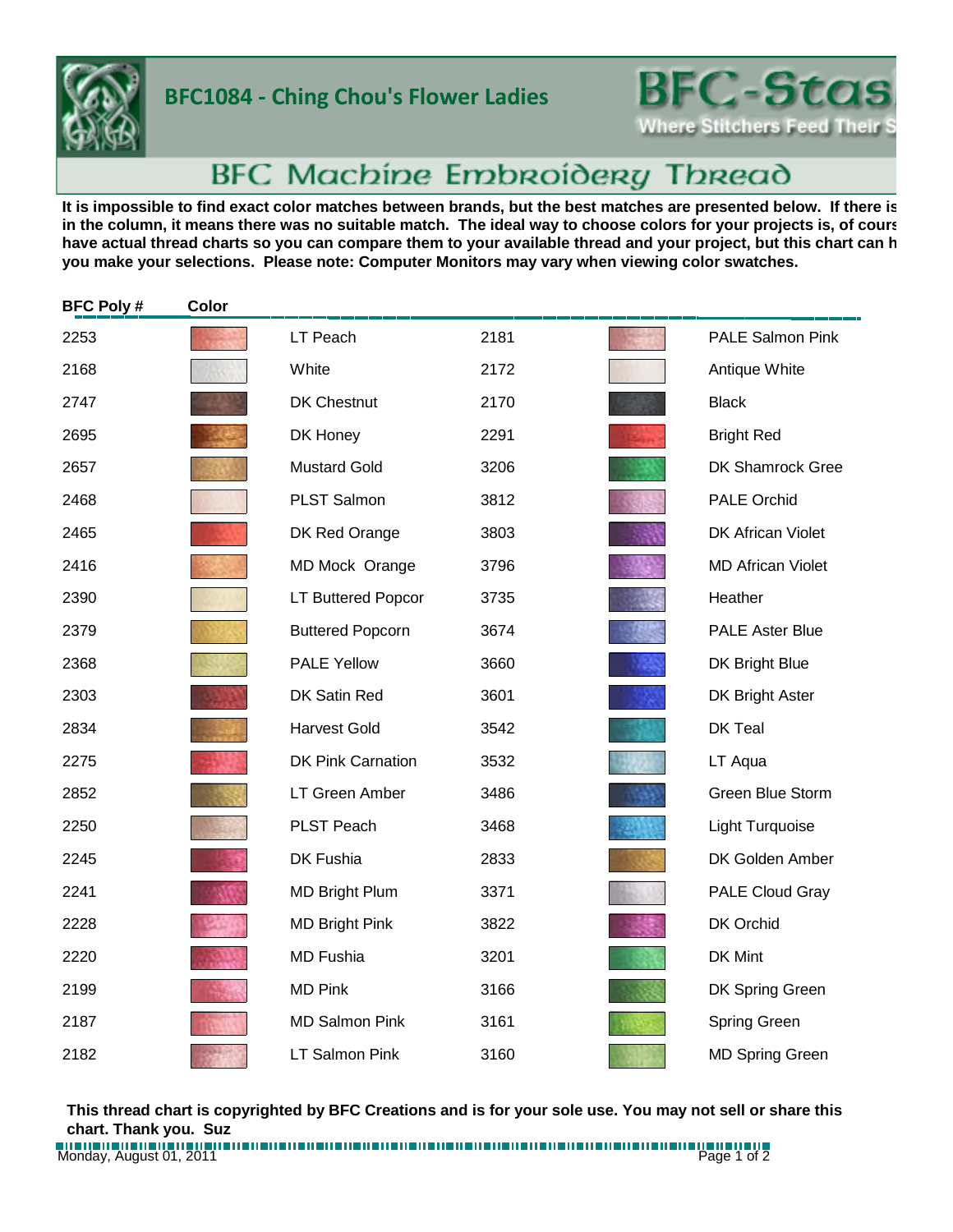# BFC1084 - Ching Chou's Flower Ladies

BFC-Stas

Where Stitchers Feed Their S

## BFC Machine Embroidery Thread

**It is impossible to find exact color matches between brands, but the best matches are presented below. If there is in the column, it means there was no suitable match. The ideal way to choose colors for your projects is, of cours have actual thread charts so you can compare them to your available thread and your project, but this chart can h you make your selections. Please note: Computer Monitors may vary when viewing color swatches.**

| BFC Poly # | Color | | BFC Poly # | Color | |
|---|---|---|---|---|---|
| 2253 | | LT Peach | 2181 | | PALE Salmon Pink |
| 2168 | | White | 2172 | | Antique White |
| 2747 | | DK Chestnut | 2170 | | Black |
| 2695 | | DK Honey | 2291 | | Bright Red |
| 2657 | | Mustard Gold | 3206 | | DK Shamrock Gree |
| 2468 | | PLST Salmon | 3812 | | PALE Orchid |
| 2465 | | DK Red Orange | 3803 | | DK African Violet |
| 2416 | | MD Mock Orange | 3796 | | MD African Violet |
| 2390 | | LT Buttered Popcor | 3735 | | Heather |
| 2379 | | Buttered Popcorn | 3674 | | PALE Aster Blue |
| 2368 | | PALE Yellow | 3660 | | DK Bright Blue |
| 2303 | | DK Satin Red | 3601 | | DK Bright Aster |
| 2834 | | Harvest Gold | 3542 | | DK Teal |
| 2275 | | DK Pink Carnation | 3532 | | LT Aqua |
| 2852 | | LT Green Amber | 3486 | | Green Blue Storm |
| 2250 | | PLST Peach | 3468 | | Light Turquoise |
| 2245 | | DK Fushia | 2833 | | DK Golden Amber |
| 2241 | | MD Bright Plum | 3371 | | PALE Cloud Gray |
| 2228 | | MD Bright Pink | 3822 | | DK Orchid |
| 2220 | | MD Fushia | 3201 | | DK Mint |
| 2199 | | MD Pink | 3166 | | DK Spring Green |
| 2187 | | MD Salmon Pink | 3161 | | Spring Green |
| 2182 | | LT Salmon Pink | 3160 | | MD Spring Green |

**This thread chart is copyrighted by BFC Creations and is for your sole use. You may not sell or share this chart. Thank you. Suz**

Monday, August 01, 2011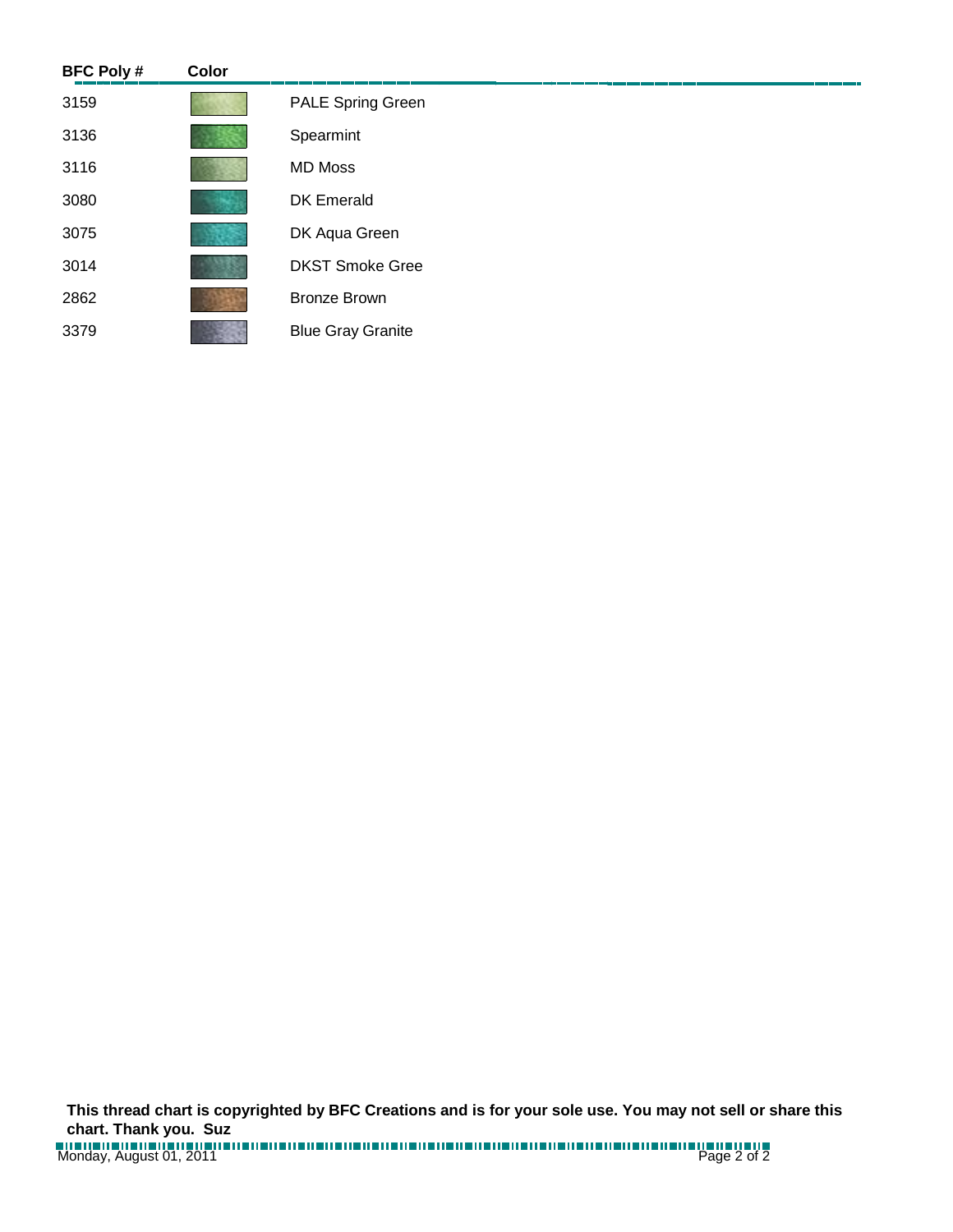| BFC Poly # | Color | |
|---|---|---|
| 3159 | | PALE Spring Green |
| 3136 | | Spearmint |
| 3116 | | MD Moss |
| 3080 | | DK Emerald |
| 3075 | | DK Aqua Green |
| 3014 | | DKST Smoke Gree |
| 2862 | | Bronze Brown |
| 3379 | | Blue Gray Granite |

**This thread chart is copyrighted by BFC Creations and is for your sole use. You may not sell or share this chart. Thank you. Suz**

Monday, August 01, 2011